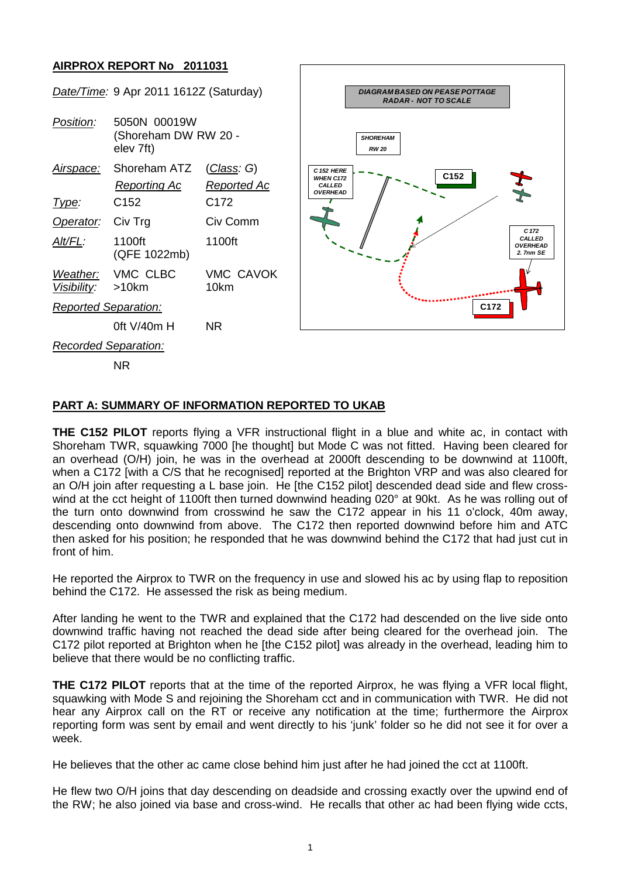## AIRPROX REPORT No 2011031

| | | |
|---|---|---|
| *Date/Time:* | 9 Apr 2011 1612Z (Saturday) | |
| *Position:* | 5050N 00019W (Shoreham DW RW 20 - elev 7ft) | |
| *Airspace:* | Shoreham ATZ | (*Class*: G) |
| | *Reporting Ac* | *Reported Ac* |
| *Type:* | C152 | C172 |
| *Operator:* | Civ Trg | Civ Comm |
| *Alt/FL:* | 1100ft (QFE 1022mb) | 1100ft |
| *Weather:* *Visibility:* | VMC CLBC >10km | VMC CAVOK 10km |
| *Reported Separation:* | | |
| | 0ft V/40m H | NR |
| *Recorded Separation:* | | |
| | NR | |

DIAGRAM BASED ON PEASE POTTAGE RADAR - NOT TO SCALE

SHOREHAM RW 20

C 152 HERE WHEN C172 CALLED OVERHEAD

C152

C 172 CALLED OVERHEAD 2. 7nm SE

C172

## PART A: SUMMARY OF INFORMATION REPORTED TO UKAB

**THE C152 PILOT** reports flying a VFR instructional flight in a blue and white ac, in contact with Shoreham TWR, squawking 7000 [he thought] but Mode C was not fitted. Having been cleared for an overhead (O/H) join, he was in the overhead at 2000ft descending to be downwind at 1100ft, when a C172 [with a C/S that he recognised] reported at the Brighton VRP and was also cleared for an O/H join after requesting a L base join. He [the C152 pilot] descended dead side and flew cross-wind at the cct height of 1100ft then turned downwind heading 020° at 90kt. As he was rolling out of the turn onto downwind from crosswind he saw the C172 appear in his 11 o'clock, 40m away, descending onto downwind from above. The C172 then reported downwind before him and ATC then asked for his position; he responded that he was downwind behind the C172 that had just cut in front of him.

He reported the Airprox to TWR on the frequency in use and slowed his ac by using flap to reposition behind the C172. He assessed the risk as being medium.

After landing he went to the TWR and explained that the C172 had descended on the live side onto downwind traffic having not reached the dead side after being cleared for the overhead join. The C172 pilot reported at Brighton when he [the C152 pilot] was already in the overhead, leading him to believe that there would be no conflicting traffic.

**THE C172 PILOT** reports that at the time of the reported Airprox, he was flying a VFR local flight, squawking with Mode S and rejoining the Shoreham cct and in communication with TWR. He did not hear any Airprox call on the RT or receive any notification at the time; furthermore the Airprox reporting form was sent by email and went directly to his 'junk' folder so he did not see it for over a week.

He believes that the other ac came close behind him just after he had joined the cct at 1100ft.

He flew two O/H joins that day descending on deadside and crossing exactly over the upwind end of the RW; he also joined via base and cross-wind. He recalls that other ac had been flying wide ccts,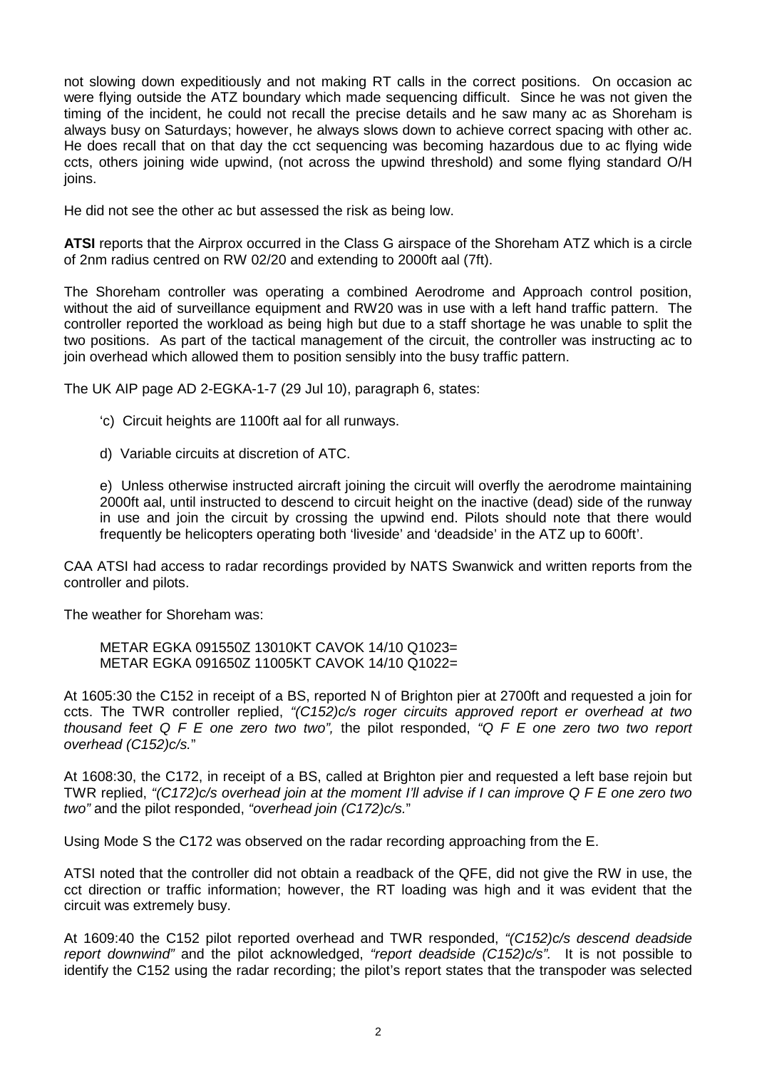not slowing down expeditiously and not making RT calls in the correct positions. On occasion ac were flying outside the ATZ boundary which made sequencing difficult. Since he was not given the timing of the incident, he could not recall the precise details and he saw many ac as Shoreham is always busy on Saturdays; however, he always slows down to achieve correct spacing with other ac. He does recall that on that day the cct sequencing was becoming hazardous due to ac flying wide ccts, others joining wide upwind, (not across the upwind threshold) and some flying standard O/H joins.

He did not see the other ac but assessed the risk as being low.

**ATSI** reports that the Airprox occurred in the Class G airspace of the Shoreham ATZ which is a circle of 2nm radius centred on RW 02/20 and extending to 2000ft aal (7ft).

The Shoreham controller was operating a combined Aerodrome and Approach control position, without the aid of surveillance equipment and RW20 was in use with a left hand traffic pattern. The controller reported the workload as being high but due to a staff shortage he was unable to split the two positions. As part of the tactical management of the circuit, the controller was instructing ac to join overhead which allowed them to position sensibly into the busy traffic pattern.

The UK AIP page AD 2-EGKA-1-7 (29 Jul 10), paragraph 6, states:

'c) Circuit heights are 1100ft aal for all runways.

d) Variable circuits at discretion of ATC.

e) Unless otherwise instructed aircraft joining the circuit will overfly the aerodrome maintaining 2000ft aal, until instructed to descend to circuit height on the inactive (dead) side of the runway in use and join the circuit by crossing the upwind end. Pilots should note that there would frequently be helicopters operating both 'liveside' and 'deadside' in the ATZ up to 600ft'.

CAA ATSI had access to radar recordings provided by NATS Swanwick and written reports from the controller and pilots.

The weather for Shoreham was:

METAR EGKA 091550Z 13010KT CAVOK 14/10 Q1023=
METAR EGKA 091650Z 11005KT CAVOK 14/10 Q1022=

At 1605:30 the C152 in receipt of a BS, reported N of Brighton pier at 2700ft and requested a join for ccts. The TWR controller replied, *"(C152)c/s roger circuits approved report er overhead at two thousand feet Q F E one zero two two",* the pilot responded, *"Q F E one zero two two report overhead (C152)c/s."*

At 1608:30, the C172, in receipt of a BS, called at Brighton pier and requested a left base rejoin but TWR replied, *"(C172)c/s overhead join at the moment I'll advise if I can improve Q F E one zero two two"* and the pilot responded, *"overhead join (C172)c/s."*

Using Mode S the C172 was observed on the radar recording approaching from the E.

ATSI noted that the controller did not obtain a readback of the QFE, did not give the RW in use, the cct direction or traffic information; however, the RT loading was high and it was evident that the circuit was extremely busy.

At 1609:40 the C152 pilot reported overhead and TWR responded, *"(C152)c/s descend deadside report downwind"* and the pilot acknowledged, *"report deadside (C152)c/s".* It is not possible to identify the C152 using the radar recording; the pilot's report states that the transpoder was selected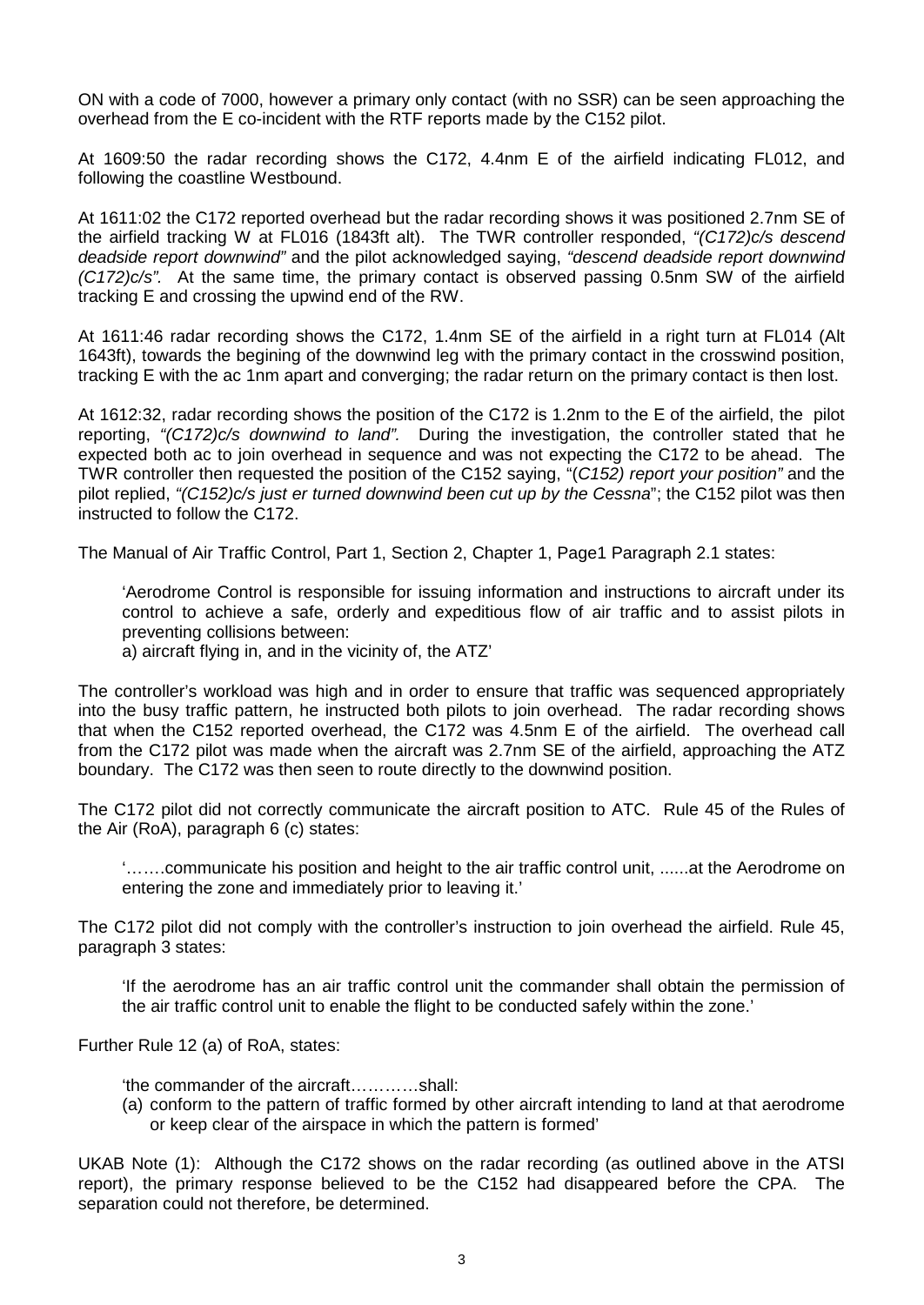ON with a code of 7000, however a primary only contact (with no SSR) can be seen approaching the overhead from the E co-incident with the RTF reports made by the C152 pilot.

At 1609:50 the radar recording shows the C172, 4.4nm E of the airfield indicating FL012, and following the coastline Westbound.

At 1611:02 the C172 reported overhead but the radar recording shows it was positioned 2.7nm SE of the airfield tracking W at FL016 (1843ft alt). The TWR controller responded, *"(C172)c/s descend deadside report downwind"* and the pilot acknowledged saying, *"descend deadside report downwind (C172)c/s".* At the same time, the primary contact is observed passing 0.5nm SW of the airfield tracking E and crossing the upwind end of the RW.

At 1611:46 radar recording shows the C172, 1.4nm SE of the airfield in a right turn at FL014 (Alt 1643ft), towards the begining of the downwind leg with the primary contact in the crosswind position, tracking E with the ac 1nm apart and converging; the radar return on the primary contact is then lost.

At 1612:32, radar recording shows the position of the C172 is 1.2nm to the E of the airfield, the pilot reporting, *"(C172)c/s downwind to land".* During the investigation, the controller stated that he expected both ac to join overhead in sequence and was not expecting the C172 to be ahead. The TWR controller then requested the position of the C152 saying, "*(C152) report your position"* and the pilot replied, *"(C152)c/s just er turned downwind been cut up by the Cessna*"; the C152 pilot was then instructed to follow the C172.

The Manual of Air Traffic Control, Part 1, Section 2, Chapter 1, Page1 Paragraph 2.1 states:

> 'Aerodrome Control is responsible for issuing information and instructions to aircraft under its control to achieve a safe, orderly and expeditious flow of air traffic and to assist pilots in preventing collisions between:
> a) aircraft flying in, and in the vicinity of, the ATZ'

The controller's workload was high and in order to ensure that traffic was sequenced appropriately into the busy traffic pattern, he instructed both pilots to join overhead. The radar recording shows that when the C152 reported overhead, the C172 was 4.5nm E of the airfield. The overhead call from the C172 pilot was made when the aircraft was 2.7nm SE of the airfield, approaching the ATZ boundary. The C172 was then seen to route directly to the downwind position.

The C172 pilot did not correctly communicate the aircraft position to ATC. Rule 45 of the Rules of the Air (RoA), paragraph 6 (c) states:

> '.......communicate his position and height to the air traffic control unit, ......at the Aerodrome on entering the zone and immediately prior to leaving it.'

The C172 pilot did not comply with the controller's instruction to join overhead the airfield. Rule 45, paragraph 3 states:

> 'If the aerodrome has an air traffic control unit the commander shall obtain the permission of the air traffic control unit to enable the flight to be conducted safely within the zone.'

Further Rule 12 (a) of RoA, states:

> 'the commander of the aircraft............shall:
> (a) conform to the pattern of traffic formed by other aircraft intending to land at that aerodrome or keep clear of the airspace in which the pattern is formed'

UKAB Note (1): Although the C172 shows on the radar recording (as outlined above in the ATSI report), the primary response believed to be the C152 had disappeared before the CPA. The separation could not therefore, be determined.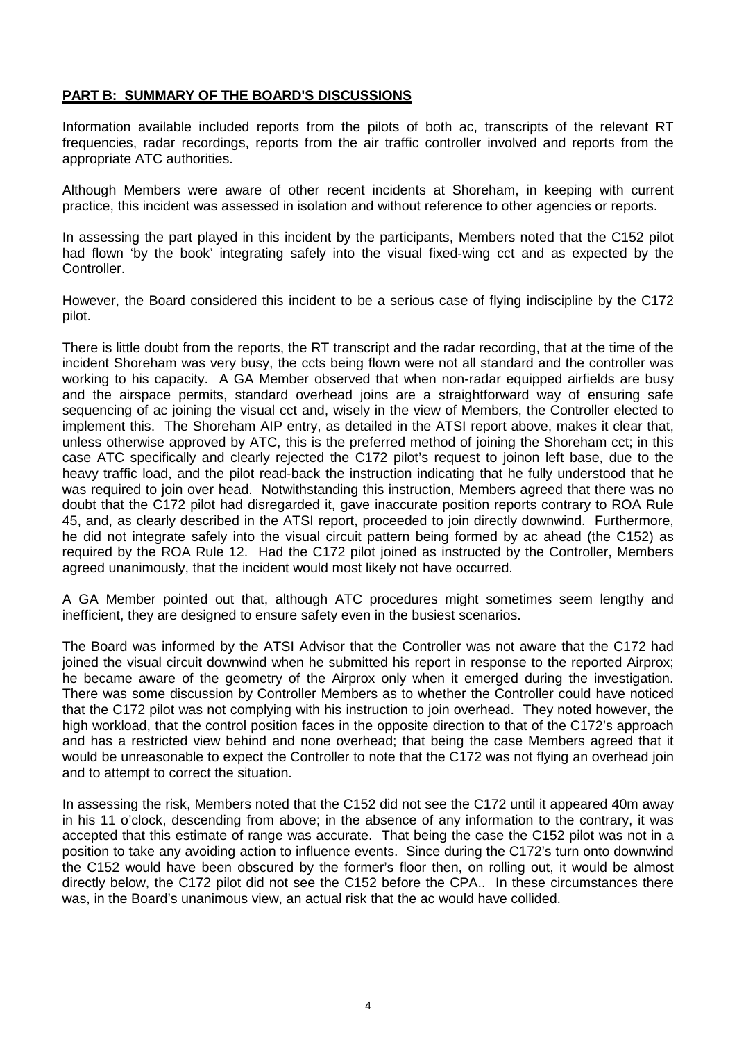**PART B: SUMMARY OF THE BOARD'S DISCUSSIONS**

Information available included reports from the pilots of both ac, transcripts of the relevant RT frequencies, radar recordings, reports from the air traffic controller involved and reports from the appropriate ATC authorities.

Although Members were aware of other recent incidents at Shoreham, in keeping with current practice, this incident was assessed in isolation and without reference to other agencies or reports.

In assessing the part played in this incident by the participants, Members noted that the C152 pilot had flown 'by the book' integrating safely into the visual fixed-wing cct and as expected by the Controller.

However, the Board considered this incident to be a serious case of flying indiscipline by the C172 pilot.

There is little doubt from the reports, the RT transcript and the radar recording, that at the time of the incident Shoreham was very busy, the ccts being flown were not all standard and the controller was working to his capacity. A GA Member observed that when non-radar equipped airfields are busy and the airspace permits, standard overhead joins are a straightforward way of ensuring safe sequencing of ac joining the visual cct and, wisely in the view of Members, the Controller elected to implement this. The Shoreham AIP entry, as detailed in the ATSI report above, makes it clear that, unless otherwise approved by ATC, this is the preferred method of joining the Shoreham cct; in this case ATC specifically and clearly rejected the C172 pilot's request to joinon left base, due to the heavy traffic load, and the pilot read-back the instruction indicating that he fully understood that he was required to join over head. Notwithstanding this instruction, Members agreed that there was no doubt that the C172 pilot had disregarded it, gave inaccurate position reports contrary to ROA Rule 45, and, as clearly described in the ATSI report, proceeded to join directly downwind. Furthermore, he did not integrate safely into the visual circuit pattern being formed by ac ahead (the C152) as required by the ROA Rule 12. Had the C172 pilot joined as instructed by the Controller, Members agreed unanimously, that the incident would most likely not have occurred.

A GA Member pointed out that, although ATC procedures might sometimes seem lengthy and inefficient, they are designed to ensure safety even in the busiest scenarios.

The Board was informed by the ATSI Advisor that the Controller was not aware that the C172 had joined the visual circuit downwind when he submitted his report in response to the reported Airprox; he became aware of the geometry of the Airprox only when it emerged during the investigation. There was some discussion by Controller Members as to whether the Controller could have noticed that the C172 pilot was not complying with his instruction to join overhead. They noted however, the high workload, that the control position faces in the opposite direction to that of the C172's approach and has a restricted view behind and none overhead; that being the case Members agreed that it would be unreasonable to expect the Controller to note that the C172 was not flying an overhead join and to attempt to correct the situation.

In assessing the risk, Members noted that the C152 did not see the C172 until it appeared 40m away in his 11 o'clock, descending from above; in the absence of any information to the contrary, it was accepted that this estimate of range was accurate. That being the case the C152 pilot was not in a position to take any avoiding action to influence events. Since during the C172's turn onto downwind the C152 would have been obscured by the former's floor then, on rolling out, it would be almost directly below, the C172 pilot did not see the C152 before the CPA.. In these circumstances there was, in the Board's unanimous view, an actual risk that the ac would have collided.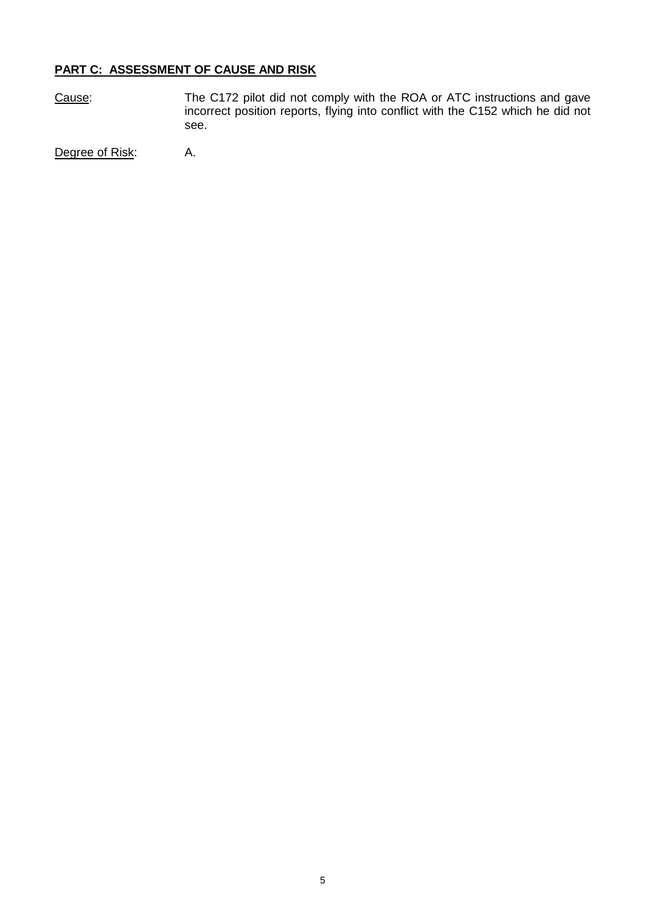**PART C: ASSESSMENT OF CAUSE AND RISK**

Cause: The C172 pilot did not comply with the ROA or ATC instructions and gave incorrect position reports, flying into conflict with the C152 which he did not see.

Degree of Risk: A.